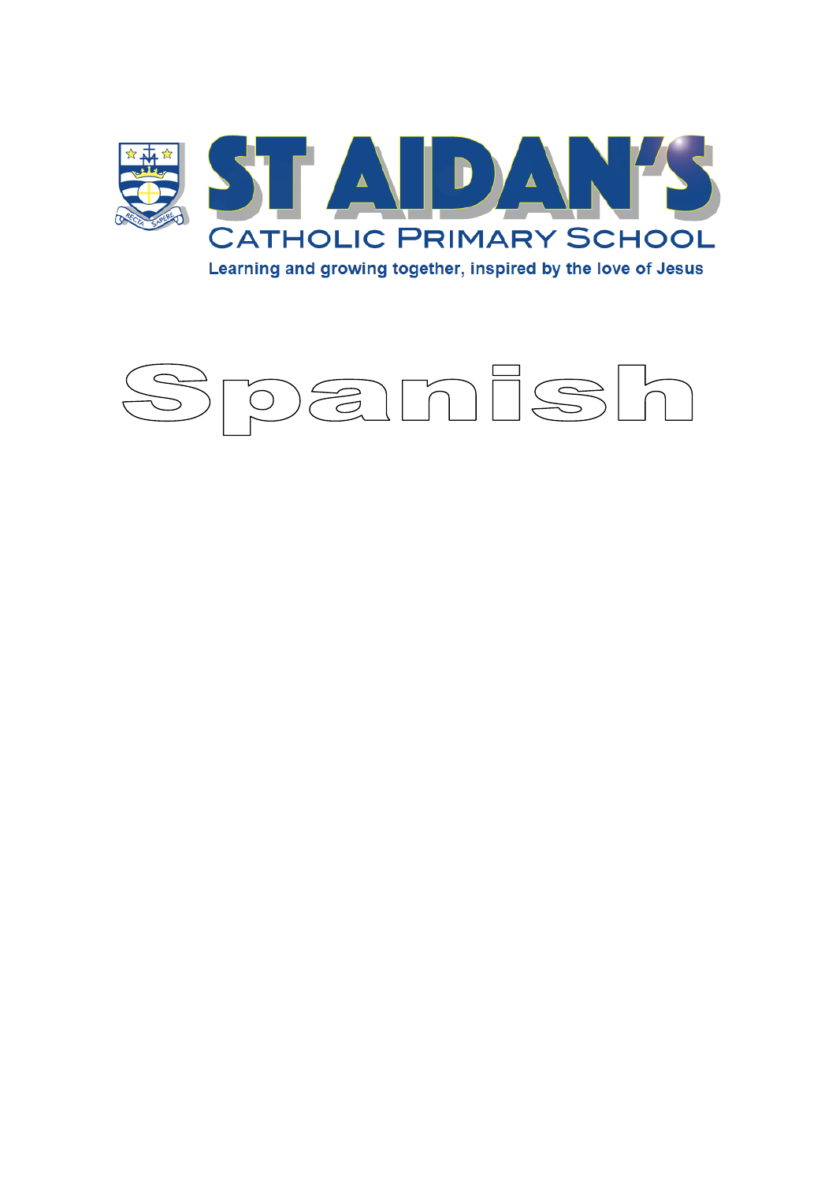# ST AIDAN'S

## CATHOLIC PRIMARY SCHOOL

Learning and growing together, inspired by the love of Jesus

RECTA SAPERE

# Spanish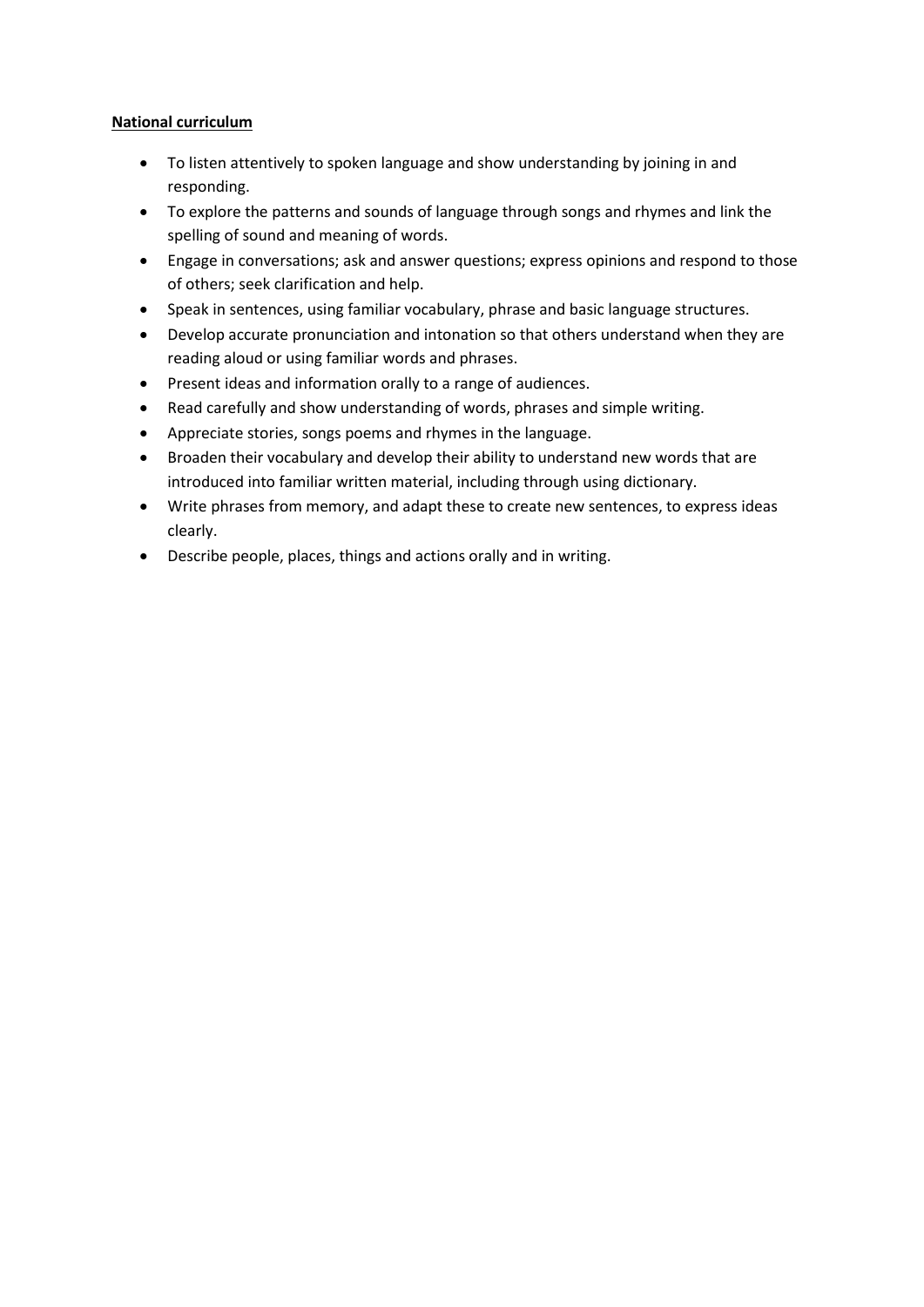**National curriculum**

- To listen attentively to spoken language and show understanding by joining in and responding.
- To explore the patterns and sounds of language through songs and rhymes and link the spelling of sound and meaning of words.
- Engage in conversations; ask and answer questions; express opinions and respond to those of others; seek clarification and help.
- Speak in sentences, using familiar vocabulary, phrase and basic language structures.
- Develop accurate pronunciation and intonation so that others understand when they are reading aloud or using familiar words and phrases.
- Present ideas and information orally to a range of audiences.
- Read carefully and show understanding of words, phrases and simple writing.
- Appreciate stories, songs poems and rhymes in the language.
- Broaden their vocabulary and develop their ability to understand new words that are introduced into familiar written material, including through using dictionary.
- Write phrases from memory, and adapt these to create new sentences, to express ideas clearly.
- Describe people, places, things and actions orally and in writing.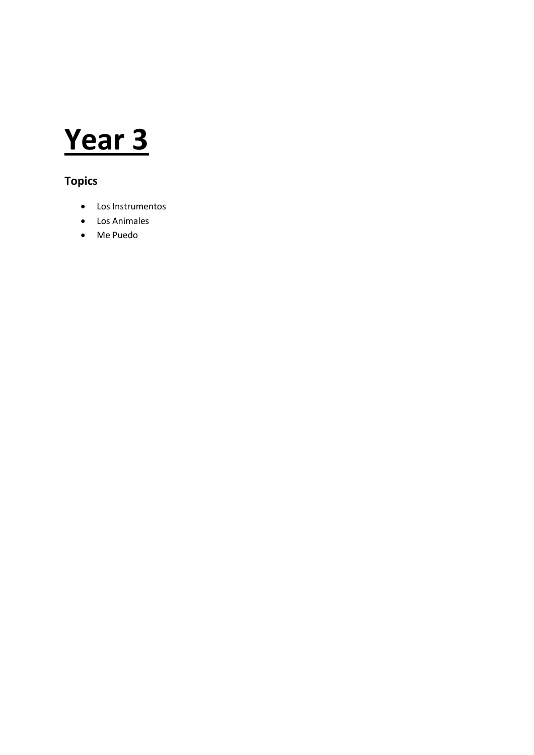# Year 3

## Topics

- Los Instrumentos
- Los Animales
- Me Puedo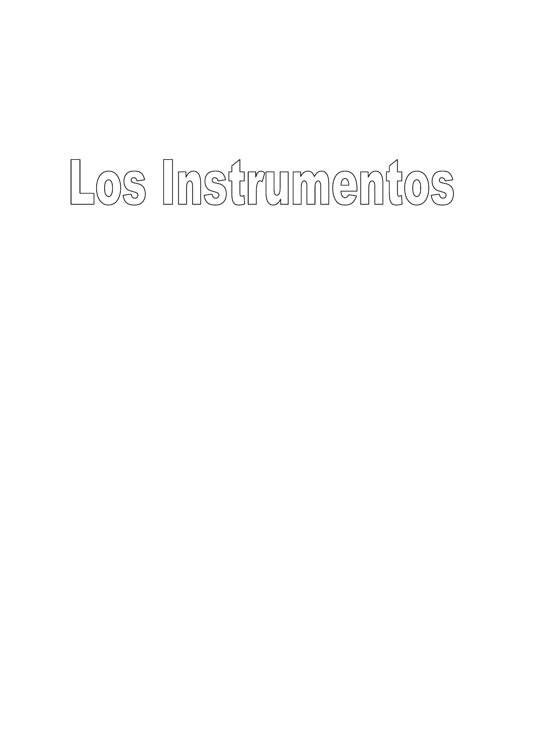# Los Instrumentos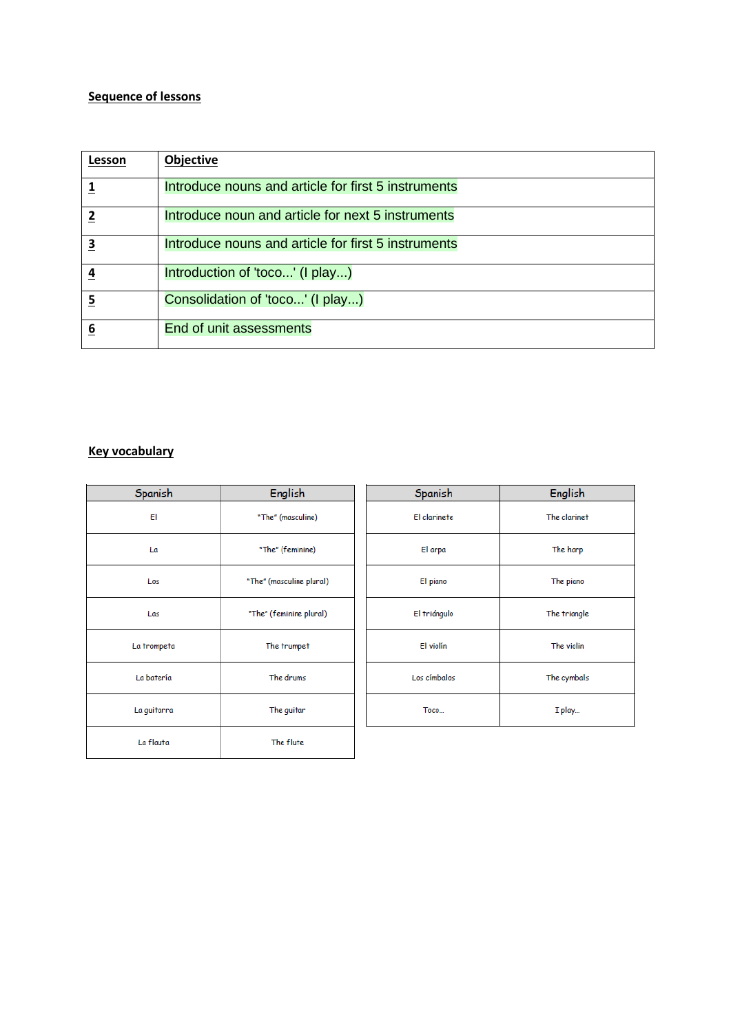**Sequence of lessons**

| Lesson | Objective |
|---|---|
| 1 | Introduce nouns and article for first 5 instruments |
| 2 | Introduce noun and article for next 5 instruments |
| 3 | Introduce nouns and article for first 5 instruments |
| 4 | Introduction of 'toco...' (I play...) |
| 5 | Consolidation of 'toco...' (I play...) |
| 6 | End of unit assessments |

**Key vocabulary**

| Spanish | English |
|---|---|
| El | "The" (masculine) |
| La | "The" (feminine) |
| Los | "The" (masculine plural) |
| Las | "The" (feminine plural) |
| La trompeta | The trumpet |
| La batería | The drums |
| La guitarra | The guitar |
| La flauta | The flute |

| Spanish | English |
|---|---|
| El clarinete | The clarinet |
| El arpa | The harp |
| El piano | The piano |
| El triángulo | The triangle |
| El violín | The violin |
| Los címbalos | The cymbals |
| Toco... | I play... |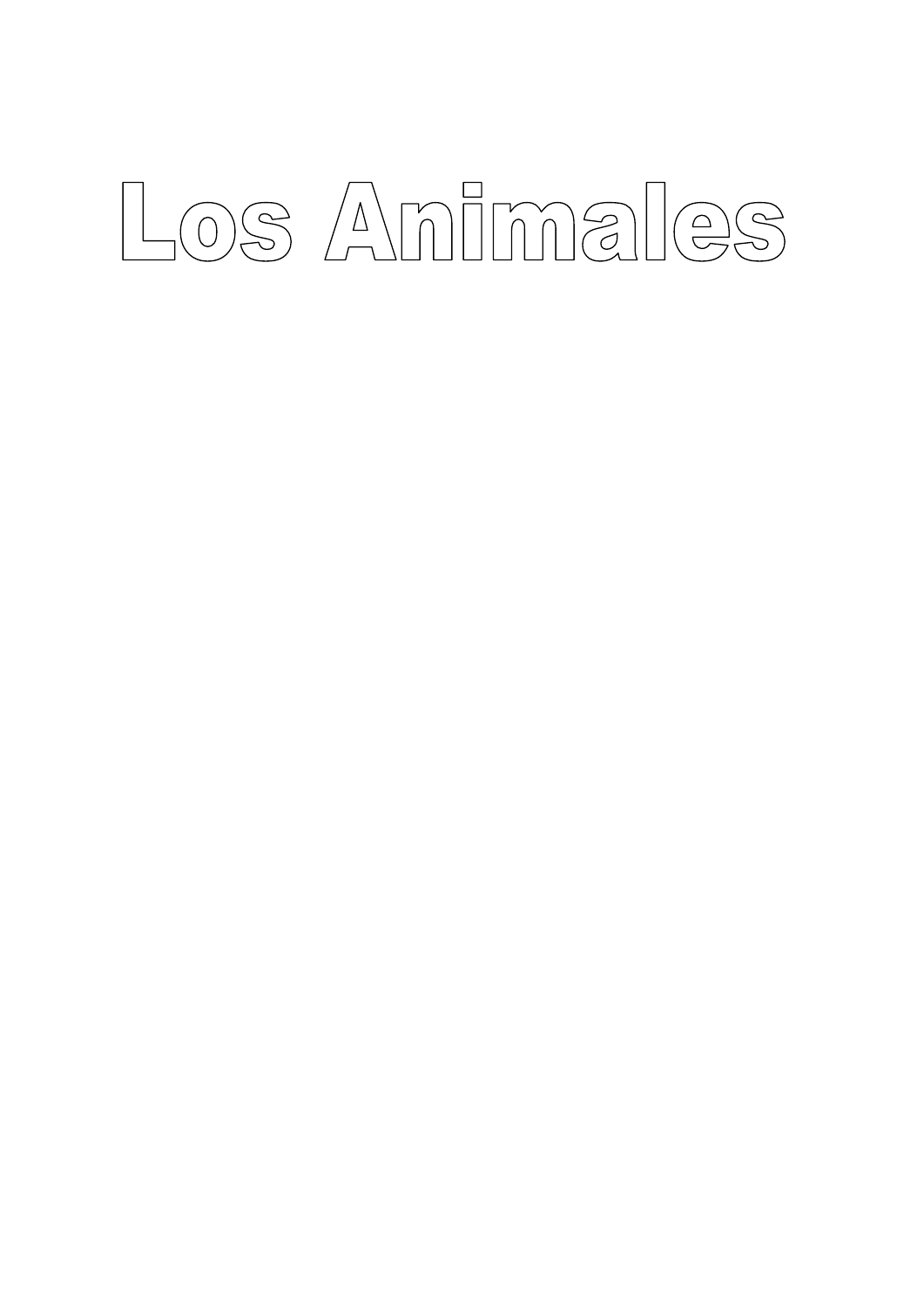# Los Animales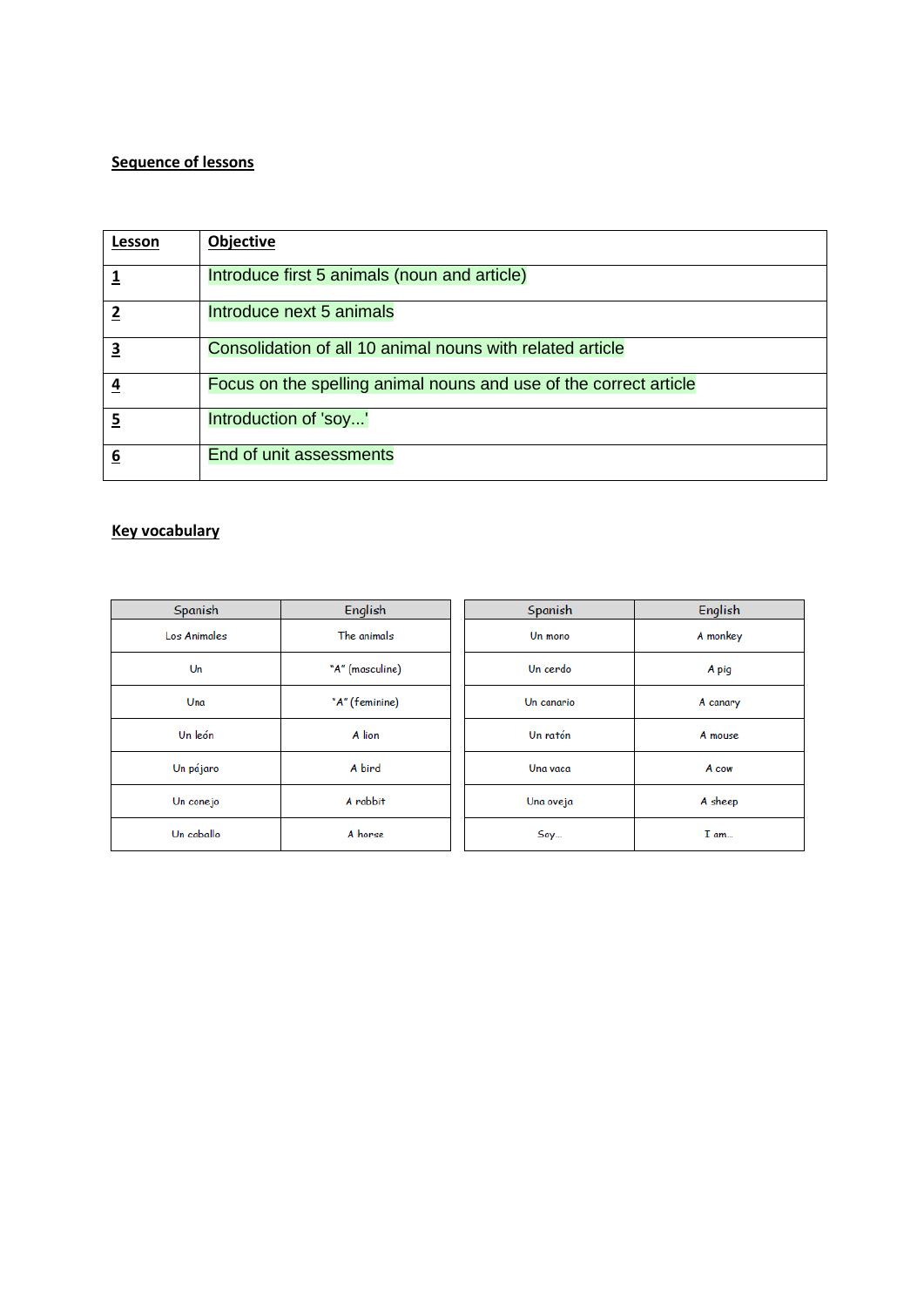**Sequence of lessons**

| **Lesson** | **Objective** |
|---|---|
| **1** | Introduce first 5 animals (noun and article) |
| **2** | Introduce next 5 animals |
| **3** | Consolidation of all 10 animal nouns with related article |
| **4** | Focus on the spelling animal nouns and use of the correct article |
| **5** | Introduction of 'soy...' |
| **6** | End of unit assessments |

**Key vocabulary**

| Spanish | English |
|---|---|
| Los Animales | The animals |
| Un | "A" (masculine) |
| Una | "A" (feminine) |
| Un león | A lion |
| Un pájaro | A bird |
| Un conejo | A rabbit |
| Un caballo | A horse |

| Spanish | English |
|---|---|
| Un mono | A monkey |
| Un cerdo | A pig |
| Un canario | A canary |
| Un ratón | A mouse |
| Una vaca | A cow |
| Una oveja | A sheep |
| Soy… | I am… |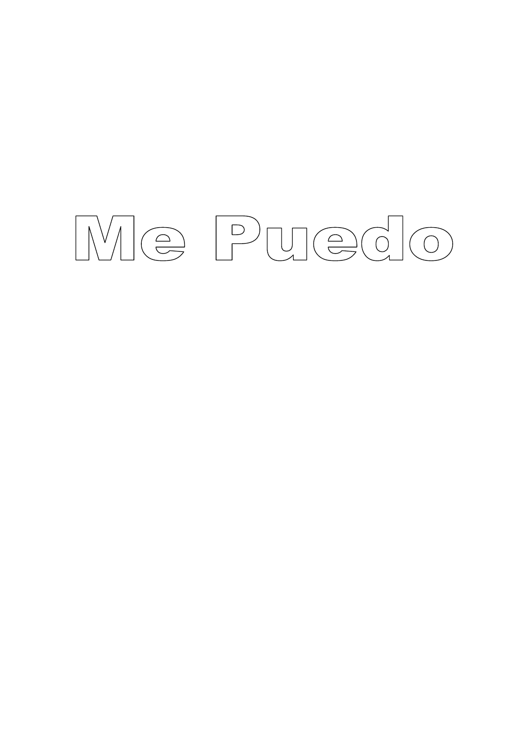# Me Puedo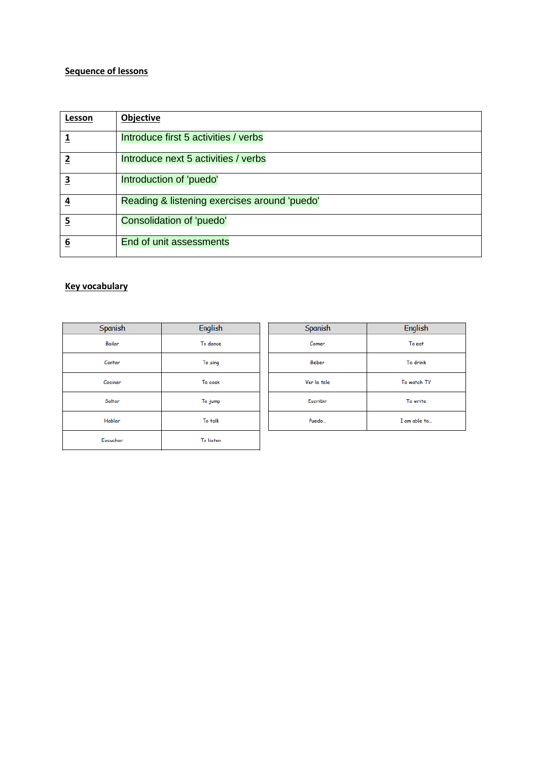## Sequence of lessons

| Lesson | Objective |
|---|---|
| 1 | Introduce first 5 activities / verbs |
| 2 | Introduce next 5 activities / verbs |
| 3 | Introduction of 'puedo' |
| 4 | Reading & listening exercises around 'puedo' |
| 5 | Consolidation of 'puedo' |
| 6 | End of unit assessments |

## Key vocabulary

| Spanish | English |
|---|---|
| Bailar | To dance |
| Cantar | To sing |
| Cocinar | To cook |
| Saltar | To jump |
| Hablar | To talk |
| Escuchar | To listen |

| Spanish | English |
|---|---|
| Comer | To eat |
| Beber | To drink |
| Ver la tele | To watch TV |
| Escribir | To write |
| Puedo… | I am able to… |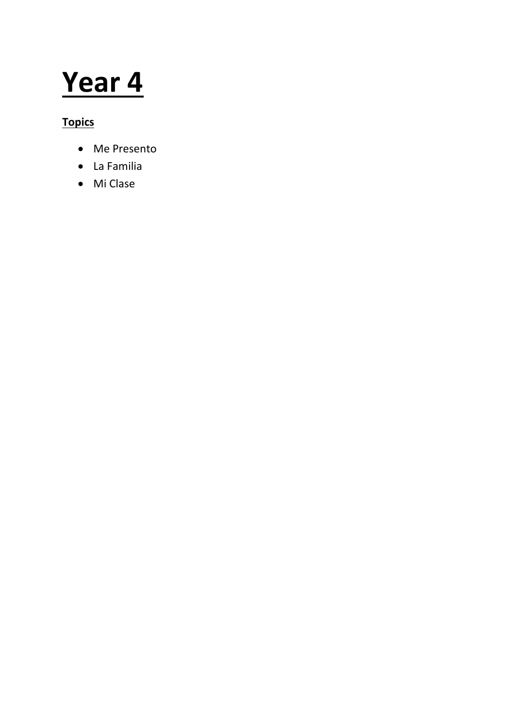# Year 4

**Topics**

- Me Presento
- La Familia
- Mi Clase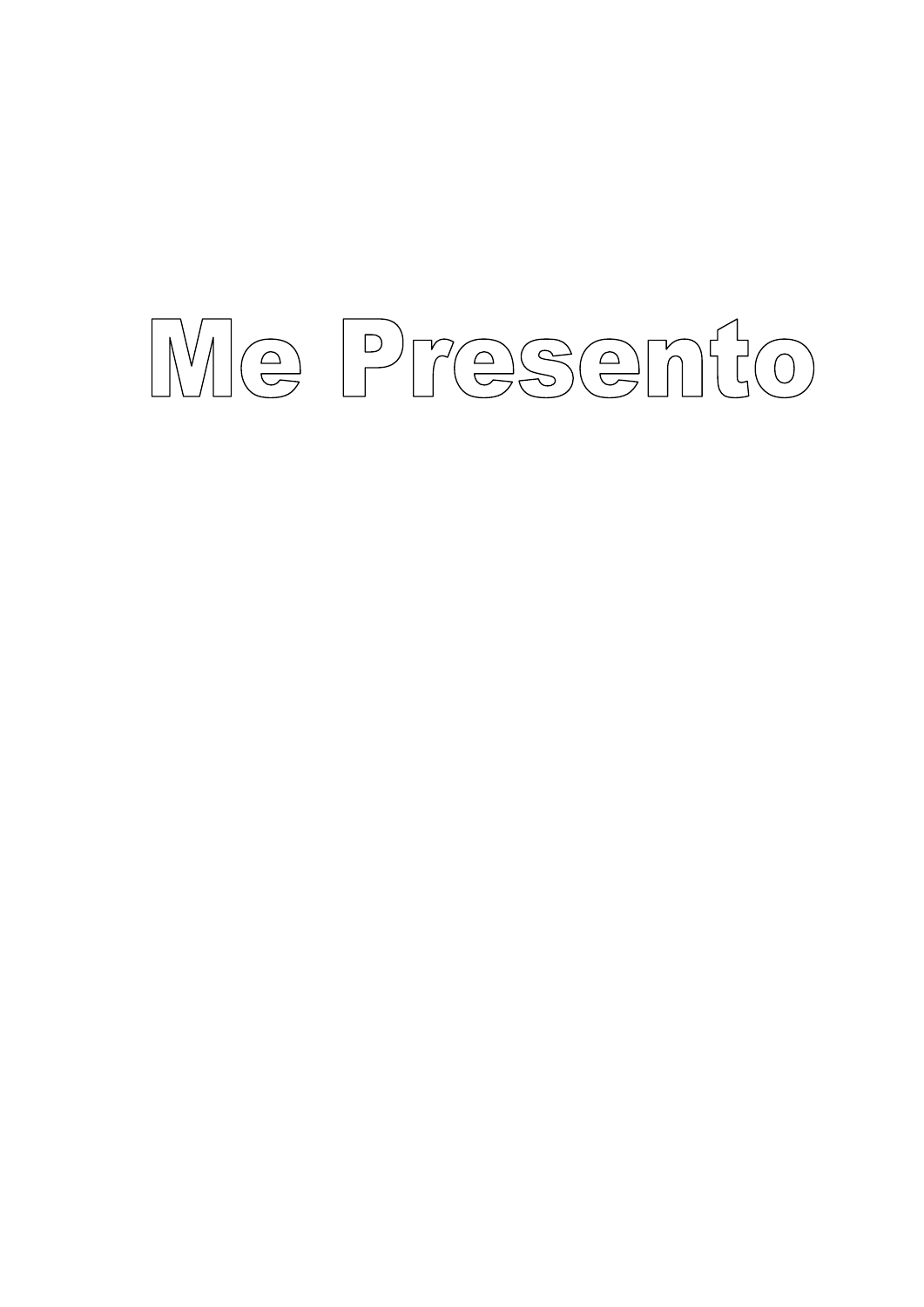# Me Presento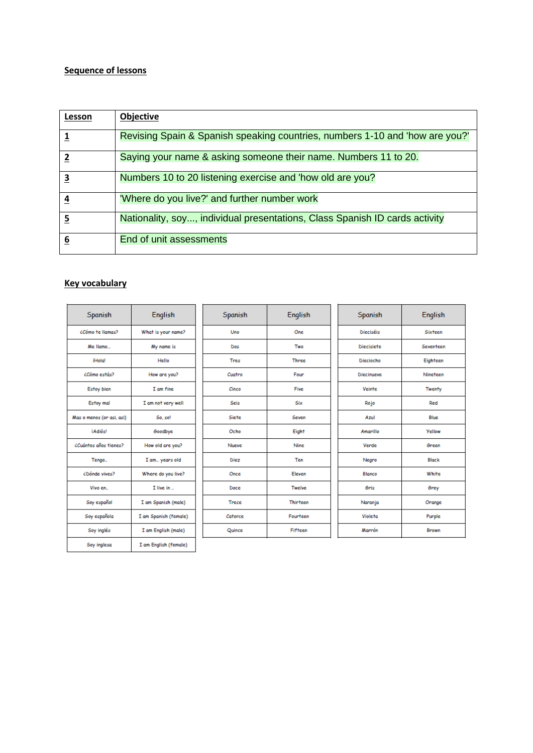**Sequence of lessons**

| **Lesson** | **Objective** |
|---|---|
| **1** | Revising Spain & Spanish speaking countries, numbers 1-10 and 'how are you?' |
| **2** | Saying your name & asking someone their name. Numbers 11 to 20. |
| **3** | Numbers 10 to 20 listening exercise and 'how old are you? |
| **4** | 'Where do you live?' and further number work |
| **5** | Nationality, soy..., individual presentations, Class Spanish ID cards activity |
| **6** | End of unit assessments |

**Key vocabulary**

| Spanish | English |
|---|---|
| ¿Cómo te llamas? | What is your name? |
| Me llamo… | My name is |
| ¡Hola! | Hello |
| ¿Cómo estás? | How are you? |
| Estoy bien | I am fine |
| Estoy mal | I am not very well |
| Mas o menos (or así, así) | So, so! |
| ¡Adiós! | Goodbye |
| ¿Cuántos años tienes? | How old are you? |
| Tengo… | I am… years old |
| ¿Dónde vives? | Where do you live? |
| Vivo en… | I live in … |
| Soy español | I am Spanish (male) |
| Soy española | I am Spanish (female) |
| Soy inglés | I am English (male) |
| Soy inglesa | I am English (female) |

| Spanish | English |
|---|---|
| Uno | One |
| Dos | Two |
| Tres | Three |
| Cuatro | Four |
| Cinco | Five |
| Seis | Six |
| Siete | Seven |
| Ocho | Eight |
| Nueve | Nine |
| Diez | Ten |
| Once | Eleven |
| Doce | Twelve |
| Trece | Thirteen |
| Catorce | Fourteen |
| Quince | Fifteen |

| Spanish | English |
|---|---|
| Dieciséis | Sixteen |
| Diecisiete | Seventeen |
| Dieciocho | Eighteen |
| Diecinueve | Nineteen |
| Veinte | Twenty |
| Rojo | Red |
| Azul | Blue |
| Amarillo | Yellow |
| Verde | Green |
| Negro | Black |
| Blanco | White |
| Gris | Grey |
| Naranja | Orange |
| Violeta | Purple |
| Marrón | Brown |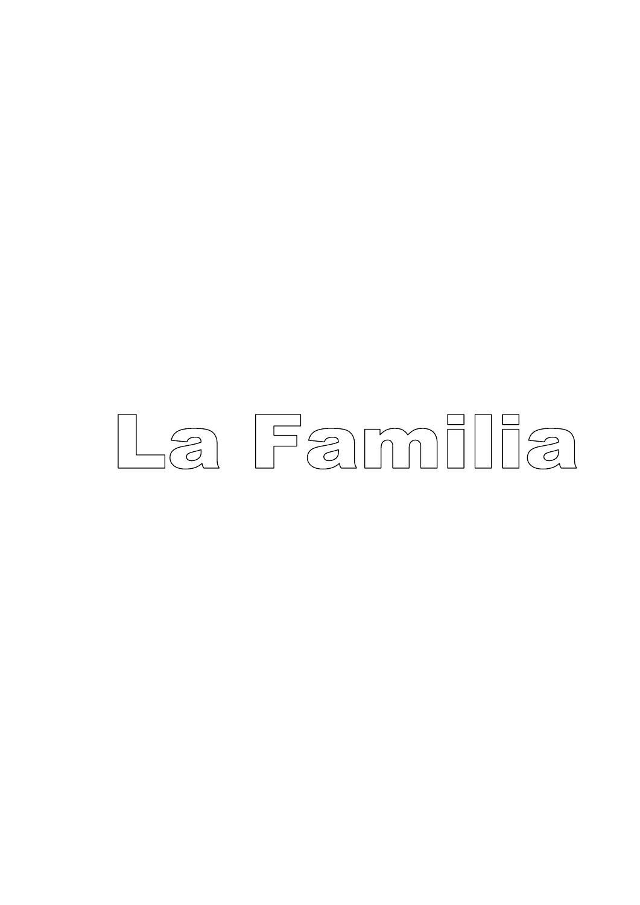# La Familia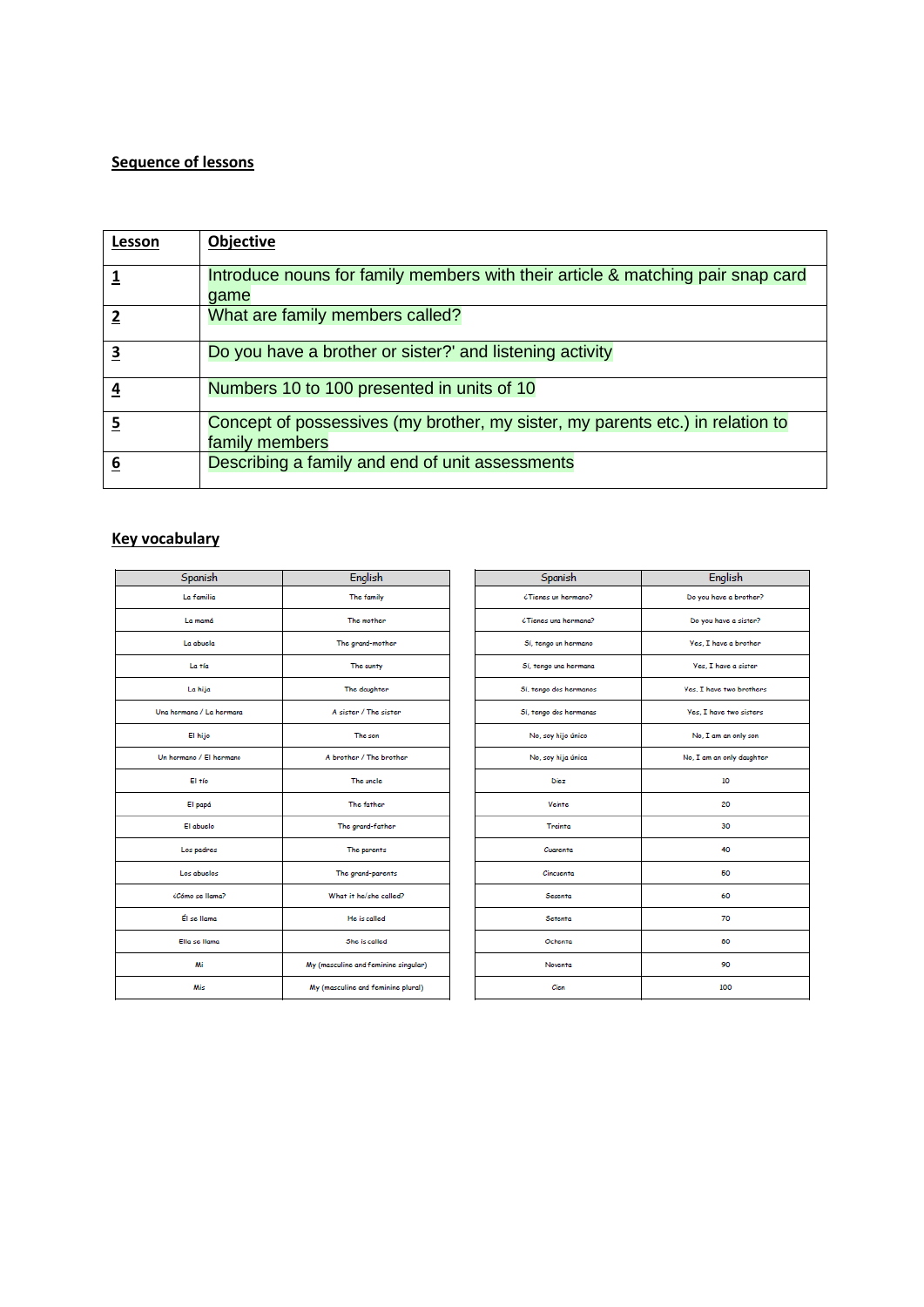## Sequence of lessons

| **Lesson** | **Objective** |
|---|---|
| **1** | Introduce nouns for family members with their article & matching pair snap card game |
| **2** | What are family members called? |
| **3** | Do you have a brother or sister?' and listening activity |
| **4** | Numbers 10 to 100 presented in units of 10 |
| **5** | Concept of possessives (my brother, my sister, my parents etc.) in relation to family members |
| **6** | Describing a family and end of unit assessments |

## Key vocabulary

| Spanish | English |
|---|---|
| La familia | The family |
| La mamá | The mother |
| La abuela | The grand-mother |
| La tía | The aunty |
| La hija | The daughter |
| Una hermana / La hermana | A sister / The sister |
| El hijo | The son |
| Un hermano / El hermano | A brother / The brother |
| El tío | The uncle |
| El papá | The father |
| El abuelo | The grand-father |
| Los padres | The parents |
| Los abuelos | The grand-parents |
| ¿Cómo se llama? | What it he/she called? |
| Él se llama | He is called |
| Ella se llama | She is called |
| Mi | My (masculine and feminine singular) |
| Mis | My (masculine and feminine plural) |

| Spanish | English |
|---|---|
| ¿Tienes un hermano? | Do you have a brother? |
| ¿Tienes una hermana? | Do you have a sister? |
| Sí, tengo un hermano | Yes, I have a brother |
| Sí, tengo una hermana | Yes, I have a sister |
| Sí, tengo dos hermanos | Yes, I have two brothers |
| Sí, tengo dos hermanas | Yes, I have two sisters |
| No, soy hijo único | No, I am an only son |
| No, soy hija única | No, I am an only daughter |
| Diez | 10 |
| Veinte | 20 |
| Treinta | 30 |
| Cuarenta | 40 |
| Cincuenta | 50 |
| Sesenta | 60 |
| Setenta | 70 |
| Ochenta | 80 |
| Noventa | 90 |
| Cien | 100 |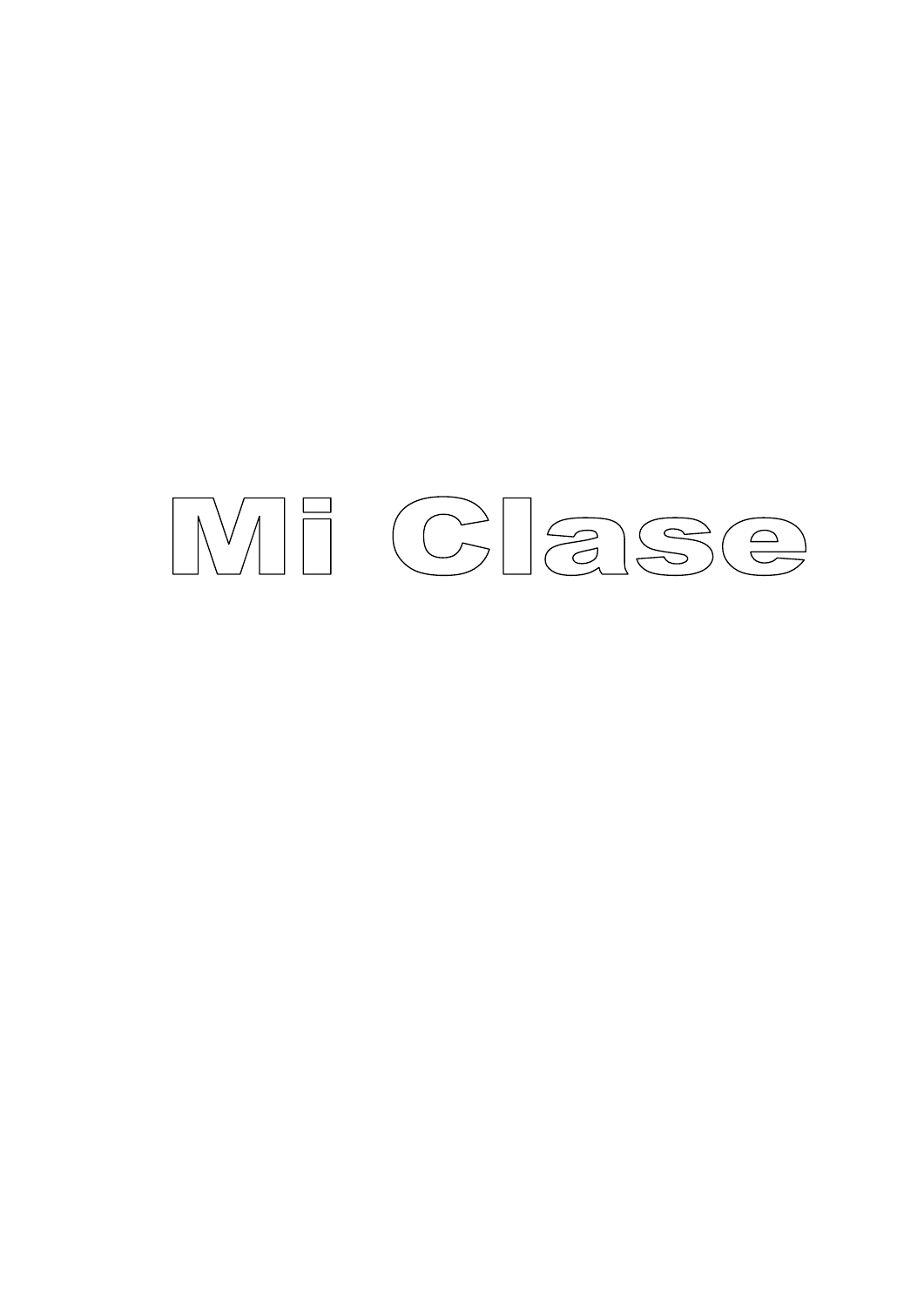# Mi Clase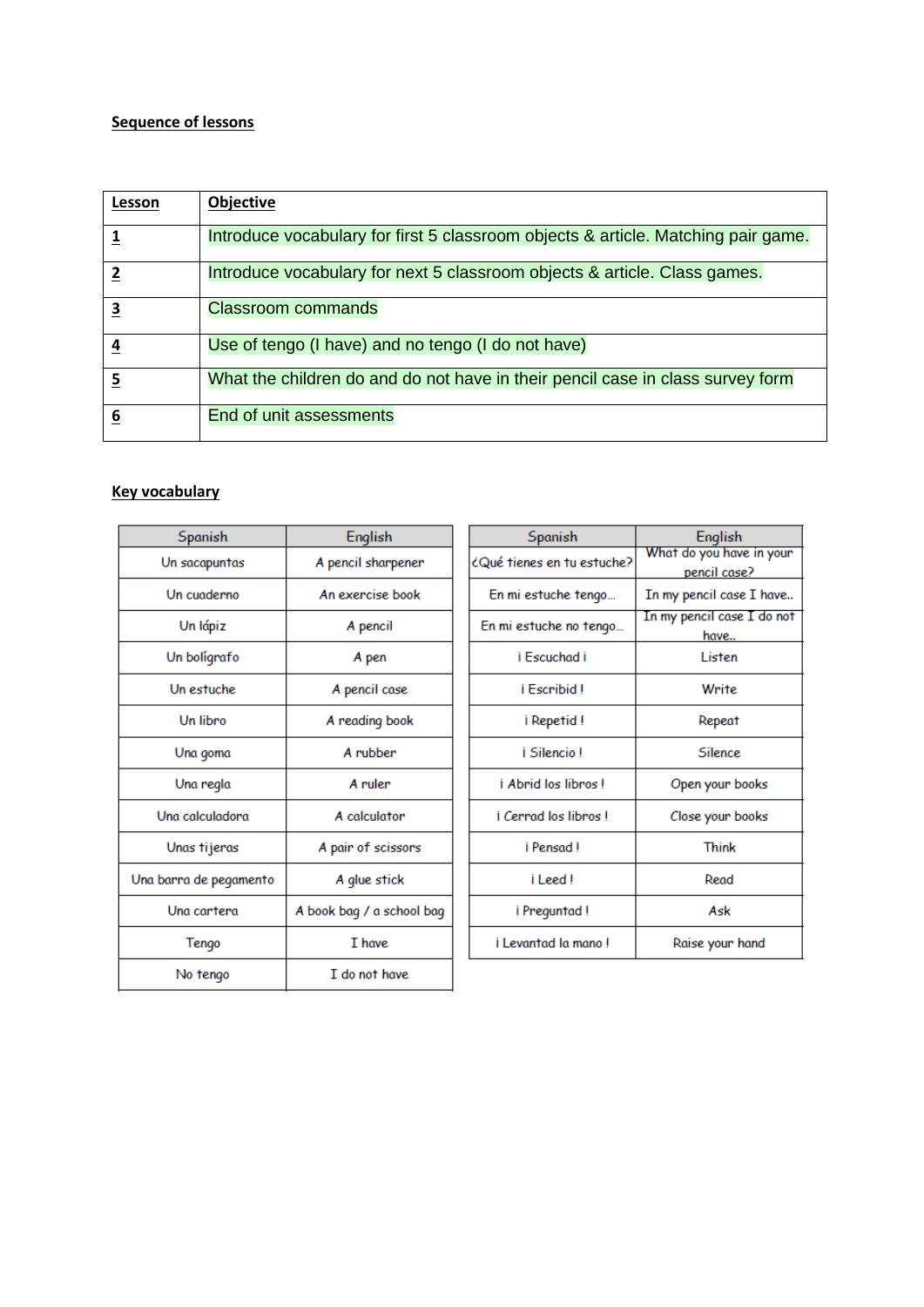**Sequence of lessons**

| **Lesson** | **Objective** |
|---|---|
| **1** | Introduce vocabulary for first 5 classroom objects & article. Matching pair game. |
| **2** | Introduce vocabulary for next 5 classroom objects & article. Class games. |
| **3** | Classroom commands |
| **4** | Use of tengo (I have) and no tengo (I do not have) |
| **5** | What the children do and do not have in their pencil case in class survey form |
| **6** | End of unit assessments |

**Key vocabulary**

| Spanish | English |
|---|---|
| Un sacapuntas | A pencil sharpener |
| Un cuaderno | An exercise book |
| Un lápiz | A pencil |
| Un bolígrafo | A pen |
| Un estuche | A pencil case |
| Un libro | A reading book |
| Una goma | A rubber |
| Una regla | A ruler |
| Una calculadora | A calculator |
| Unas tijeras | A pair of scissors |
| Una barra de pegamento | A glue stick |
| Una cartera | A book bag / a school bag |
| Tengo | I have |
| No tengo | I do not have |

| Spanish | English |
|---|---|
| ¿Qué tienes en tu estuche? | What do you have in your pencil case? |
| En mi estuche tengo… | In my pencil case I have.. |
| En mi estuche no tengo… | In my pencil case I do not have.. |
| ¡ Escuchad ¡ | Listen |
| ¡ Escribid ! | Write |
| ¡ Repetid ! | Repeat |
| ¡ Silencio ! | Silence |
| ¡ Abrid los libros ! | Open your books |
| ¡ Cerrad los libros ! | Close your books |
| ¡ Pensad ! | Think |
| ¡ Leed ! | Read |
| ¡ Preguntad ! | Ask |
| ¡ Levantad la mano ! | Raise your hand |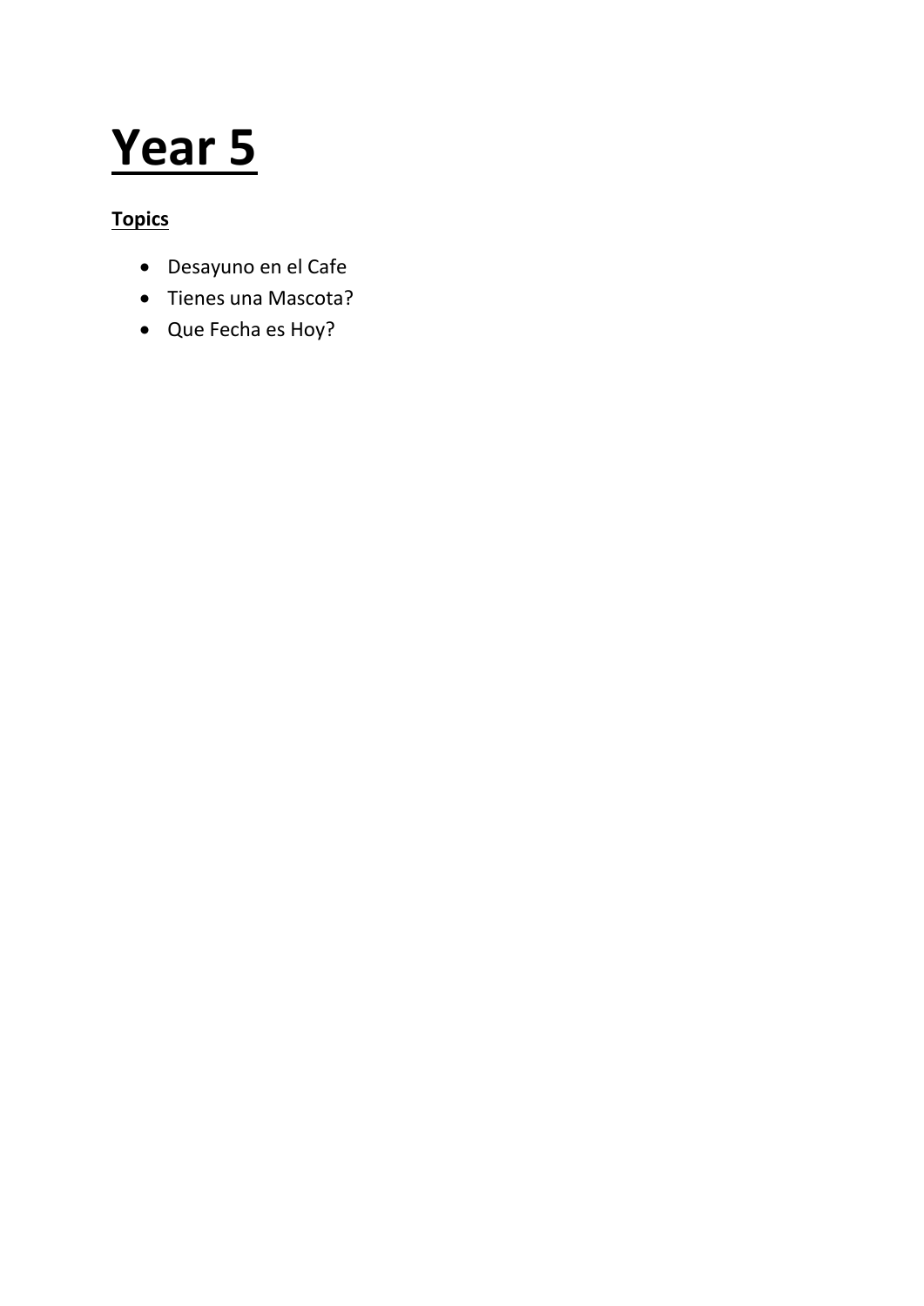# Year 5

**Topics**

- Desayuno en el Cafe
- Tienes una Mascota?
- Que Fecha es Hoy?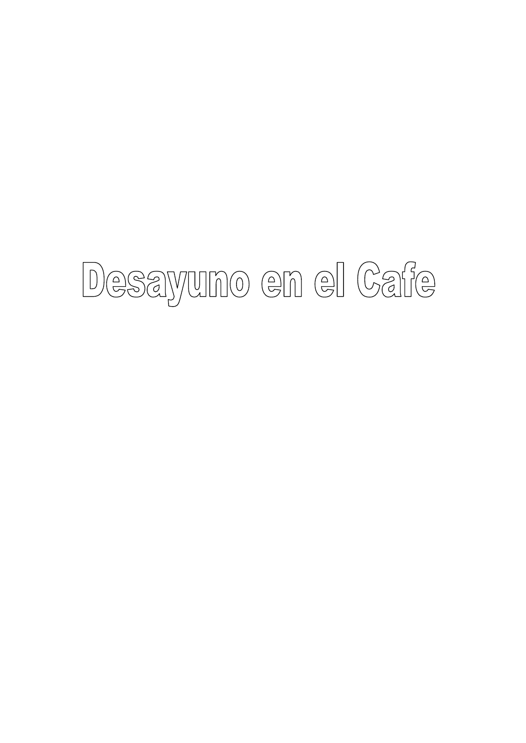# Desayuno en el Cafe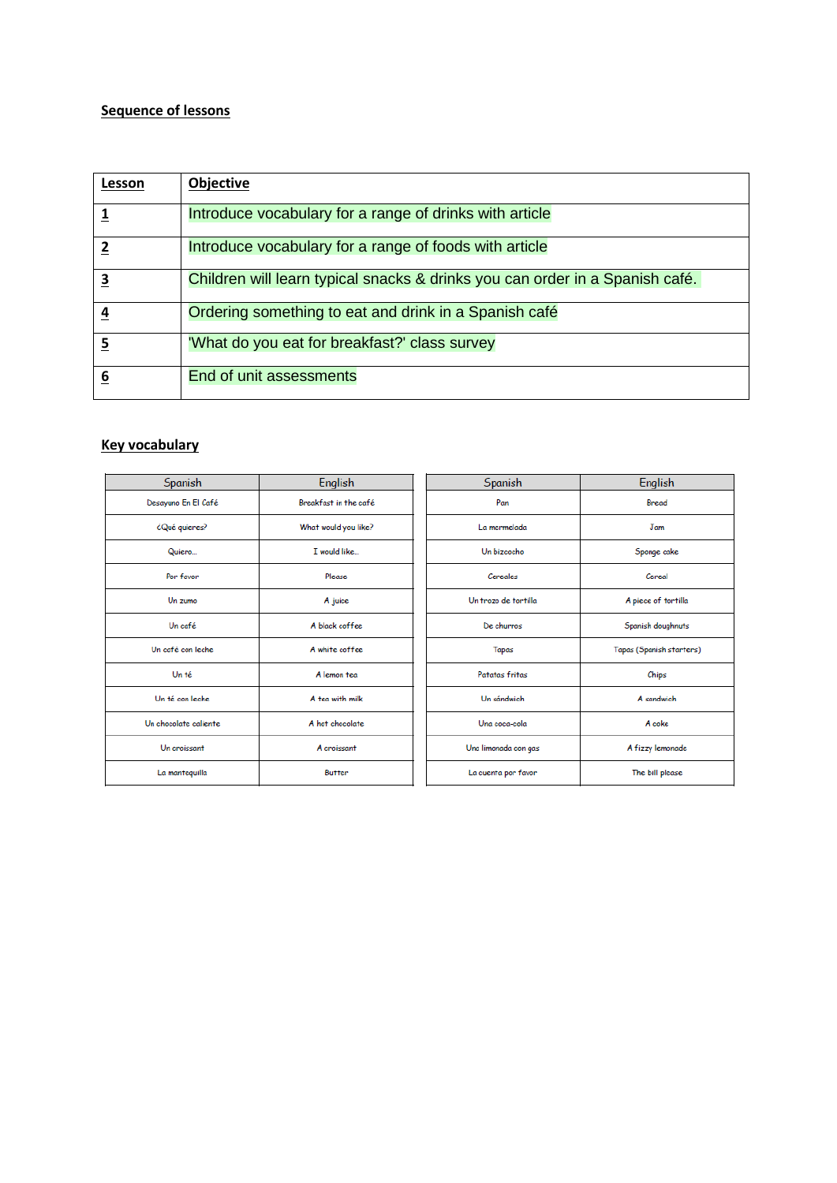## Sequence of lessons

| Lesson | Objective |
|---|---|
| 1 | Introduce vocabulary for a range of drinks with article |
| 2 | Introduce vocabulary for a range of foods with article |
| 3 | Children will learn typical snacks & drinks you can order in a Spanish café. |
| 4 | Ordering something to eat and drink in a Spanish café |
| 5 | 'What do you eat for breakfast?' class survey |
| 6 | End of unit assessments |

## Key vocabulary

| Spanish | English |
|---|---|
| Desayuno En El Café | Breakfast in the café |
| ¿Qué quieres? | What would you like? |
| Quiero… | I would like… |
| Por favor | Please |
| Un zumo | A juice |
| Un café | A black coffee |
| Un café con leche | A white coffee |
| Un té | A lemon tea |
| Un té con leche | A tea with milk |
| Un chocolate caliente | A hot chocolate |
| Un croissant | A croissant |
| La mantequilla | Butter |

| Spanish | English |
|---|---|
| Pan | Bread |
| La mermelada | Jam |
| Un bizcocho | Sponge cake |
| Cereales | Cereal |
| Un trozo de tortilla | A piece of tortilla |
| De churros | Spanish doughnuts |
| Tapas | Tapas (Spanish starters) |
| Patatas fritas | Chips |
| Un sándwich | A sandwich |
| Una coca-cola | A coke |
| Una limonada con gas | A fizzy lemonade |
| La cuenta por favor | The bill please |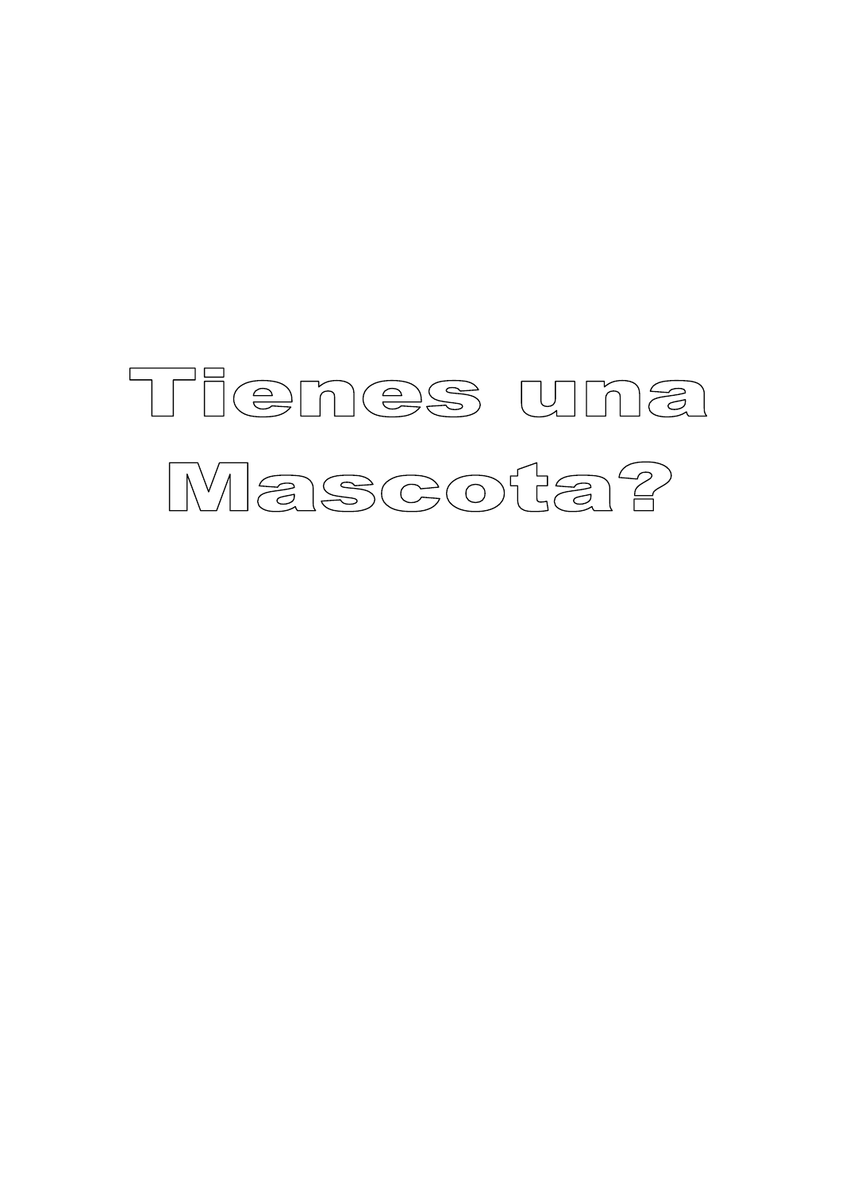# Tienes una Mascota?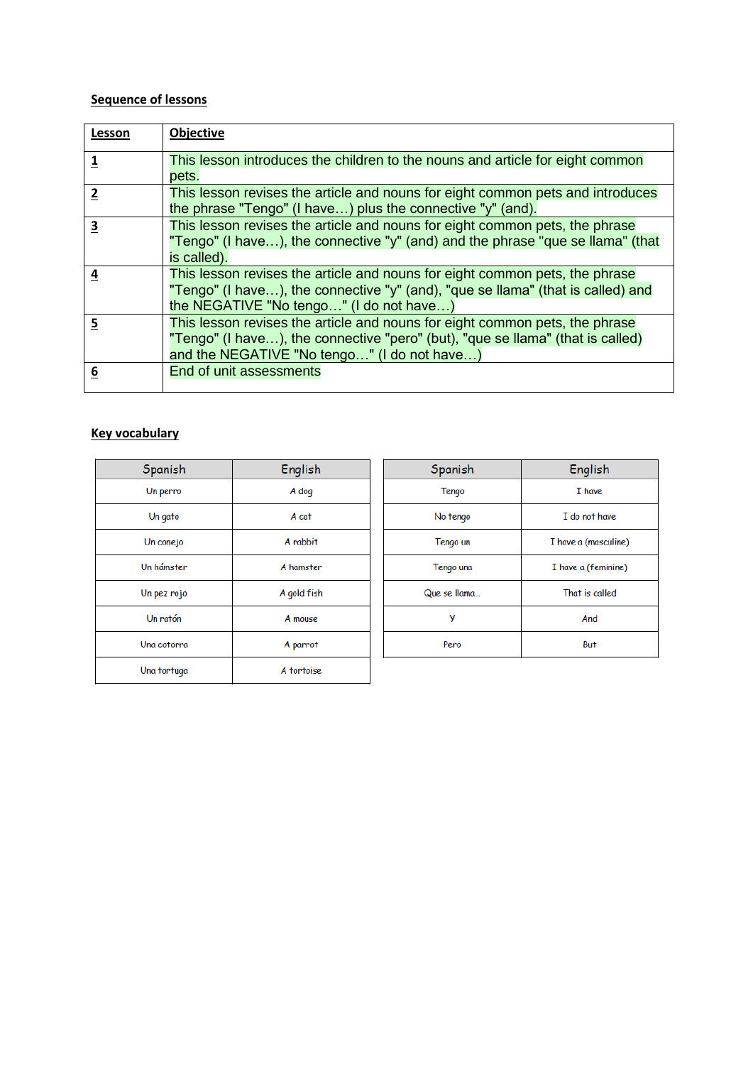**Sequence of lessons**

| **Lesson** | **Objective** |
| --- | --- |
| **1** | This lesson introduces the children to the nouns and article for eight common pets. |
| **2** | This lesson revises the article and nouns for eight common pets and introduces the phrase "Tengo" (I have…) plus the connective "y" (and). |
| **3** | This lesson revises the article and nouns for eight common pets, the phrase "Tengo" (I have…), the connective "y" (and) and the phrase "que se llama" (that is called). |
| **4** | This lesson revises the article and nouns for eight common pets, the phrase "Tengo" (I have…), the connective "y" (and), "que se llama" (that is called) and the NEGATIVE "No tengo…" (I do not have…) |
| **5** | This lesson revises the article and nouns for eight common pets, the phrase "Tengo" (I have…), the connective "pero" (but), "que se llama" (that is called) and the NEGATIVE "No tengo…" (I do not have…) |
| **6** | End of unit assessments |

**Key vocabulary**

| Spanish | English |
| --- | --- |
| Un perro | A dog |
| Un gato | A cat |
| Un conejo | A rabbit |
| Un hámster | A hamster |
| Un pez rojo | A gold fish |
| Un ratón | A mouse |
| Una cotorra | A parrot |
| Una tortuga | A tortoise |

| Spanish | English |
| --- | --- |
| Tengo | I have |
| No tengo | I do not have |
| Tengo un | I have a (masculine) |
| Tengo una | I have a (feminine) |
| Que se llama… | That is called |
| Y | And |
| Pero | But |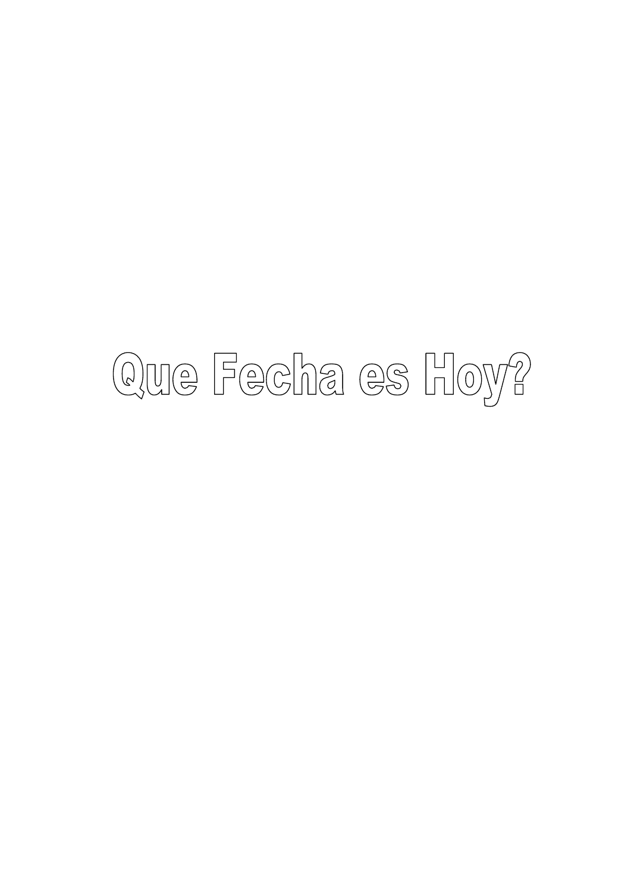# Que Fecha es Hoy?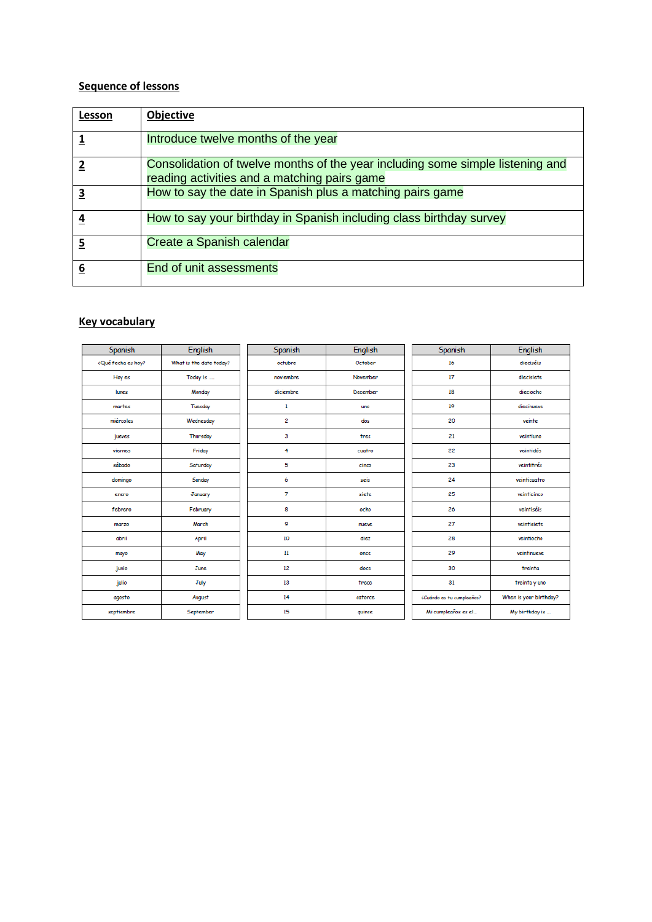## Sequence of lessons

| Lesson | Objective |
|---|---|
| 1 | Introduce twelve months of the year |
| 2 | Consolidation of twelve months of the year including some simple listening and reading activities and a matching pairs game |
| 3 | How to say the date in Spanish plus a matching pairs game |
| 4 | How to say your birthday in Spanish including class birthday survey |
| 5 | Create a Spanish calendar |
| 6 | End of unit assessments |

## Key vocabulary

| Spanish | English | Spanish | English | Spanish | English |
|---|---|---|---|---|---|
| ¿Qué fecha es hoy? | What is the date today? | octubre | October | 16 | dieciséis |
| Hoy es | Today is … | noviembre | November | 17 | diecisiete |
| lunes | Monday | diciembre | December | 18 | dieciocho |
| martes | Tuesday | 1 | uno | 19 | diecinueve |
| miércoles | Wednesday | 2 | dos | 20 | veinte |
| jueves | Thursday | 3 | tres | 21 | veintiuno |
| viernes | Friday | 4 | cuatro | 22 | veintidós |
| sábado | Saturday | 5 | cinco | 23 | veintitrés |
| domingo | Sunday | 6 | seis | 24 | veinticuatro |
| enero | January | 7 | siete | 25 | veinticinco |
| febrero | February | 8 | ocho | 26 | veintiséis |
| marzo | March | 9 | nueve | 27 | veintisiete |
| abril | April | 10 | diez | 28 | veintiocho |
| mayo | May | 11 | once | 29 | veintinueve |
| junio | June | 12 | doce | 30 | treinta |
| julio | July | 13 | trece | 31 | treinta y uno |
| agosto | August | 14 | catorce | ¿Cuándo es tu cumpleaños? | When is your birthday? |
| septiembre | September | 15 | quince | Mi cumpleaños es el… | My birthday is … |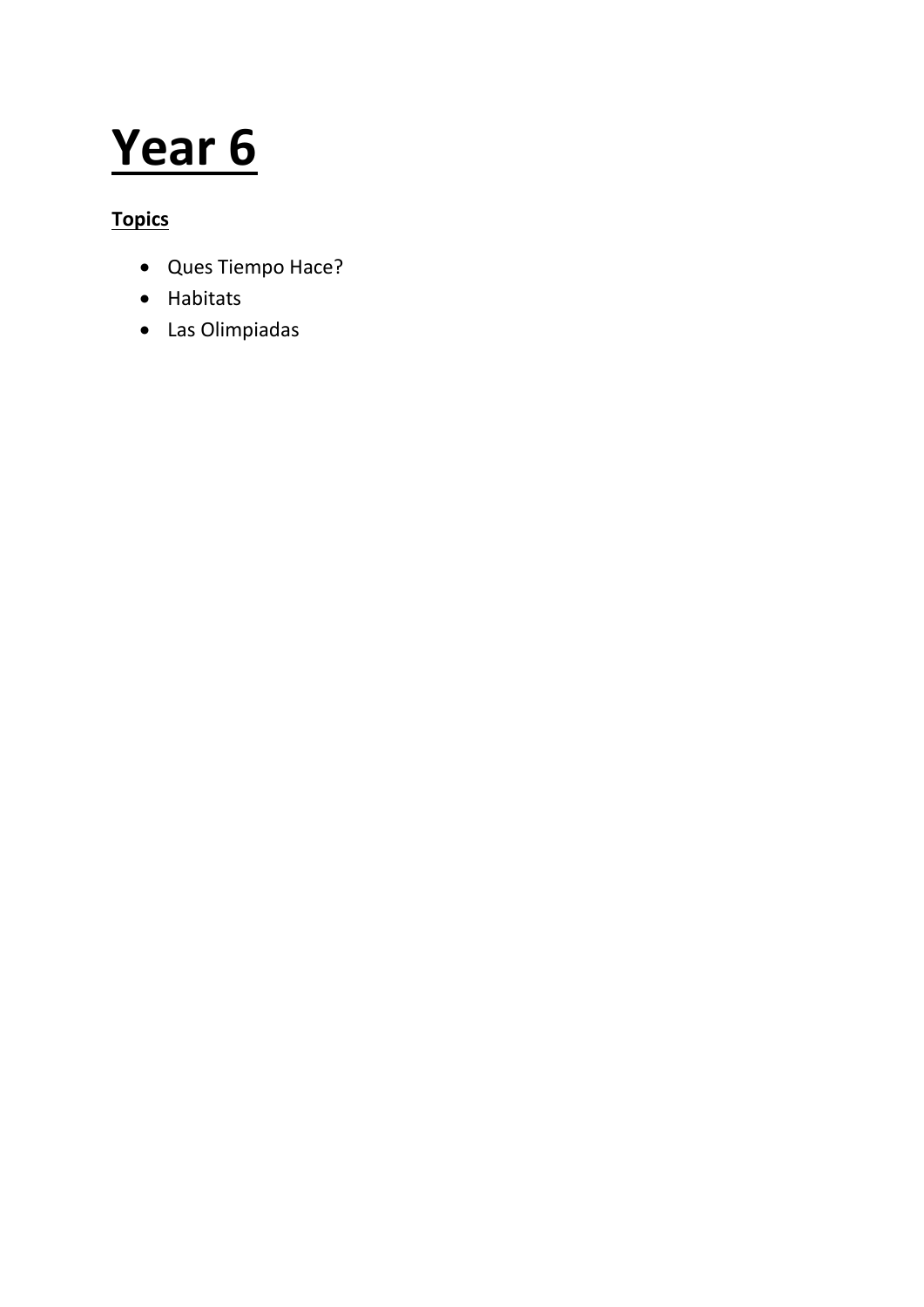# Year 6

**Topics**

- Ques Tiempo Hace?
- Habitats
- Las Olimpiadas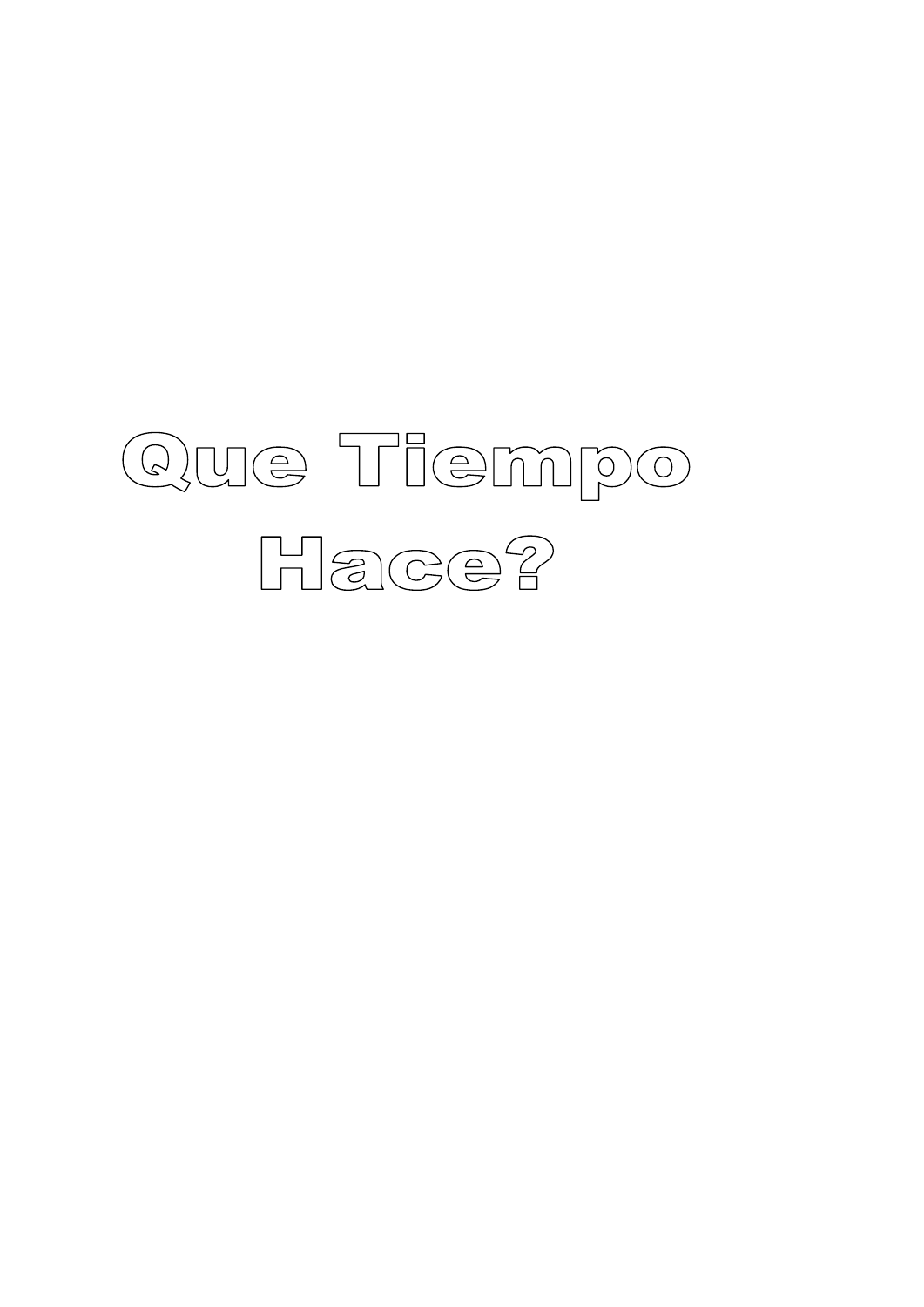# Que Tiempo Hace?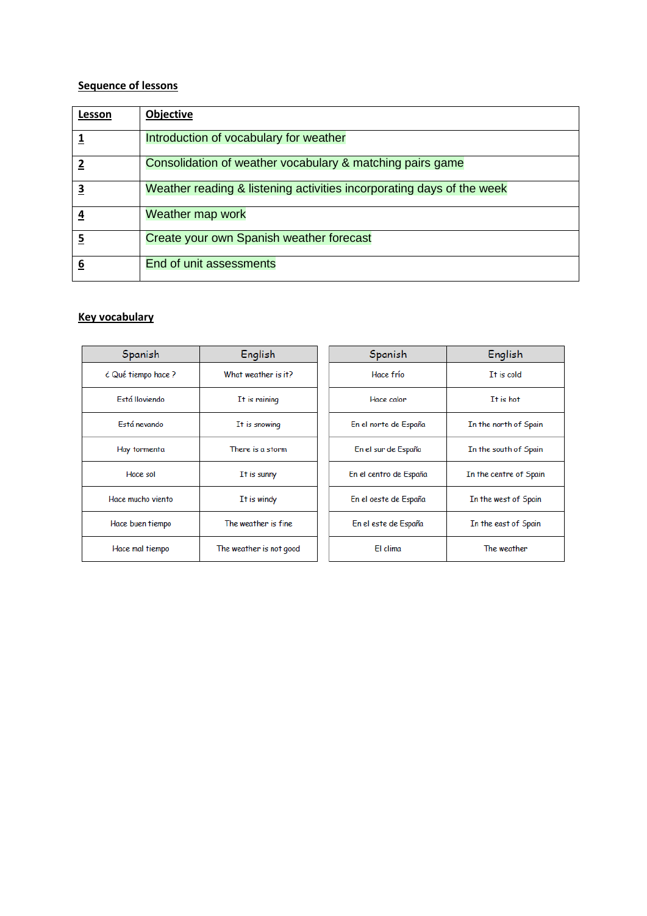**Sequence of lessons**

| Lesson | Objective |
|---|---|
| 1 | Introduction of vocabulary for weather |
| 2 | Consolidation of weather vocabulary & matching pairs game |
| 3 | Weather reading & listening activities incorporating days of the week |
| 4 | Weather map work |
| 5 | Create your own Spanish weather forecast |
| 6 | End of unit assessments |

**Key vocabulary**

| Spanish | English |
|---|---|
| ¿ Qué tiempo hace ? | What weather is it? |
| Está lloviendo | It is raining |
| Está nevando | It is snowing |
| Hay tormenta | There is a storm |
| Hace sol | It is sunny |
| Hace mucho viento | It is windy |
| Hace buen tiempo | The weather is fine |
| Hace mal tiempo | The weather is not good |

| Spanish | English |
|---|---|
| Hace frío | It is cold |
| Hace calor | It is hot |
| En el norte de España | In the north of Spain |
| En el sur de España | In the south of Spain |
| En el centro de España | In the centre of Spain |
| En el oeste de España | In the west of Spain |
| En el este de España | In the east of Spain |
| El clima | The weather |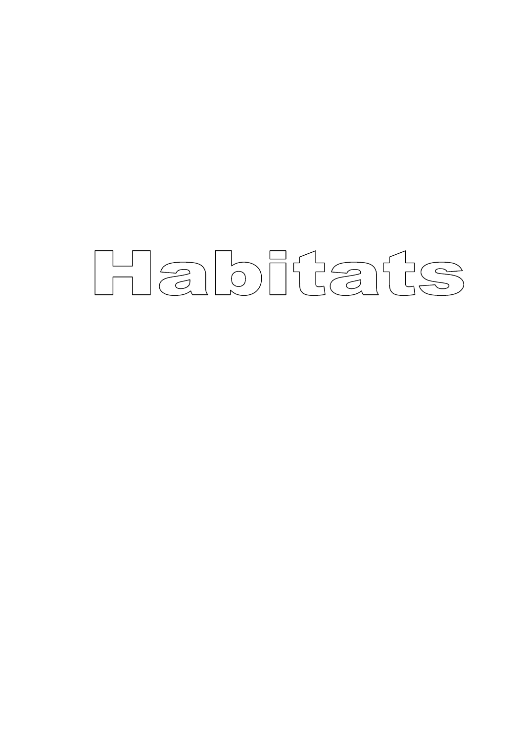# Habitats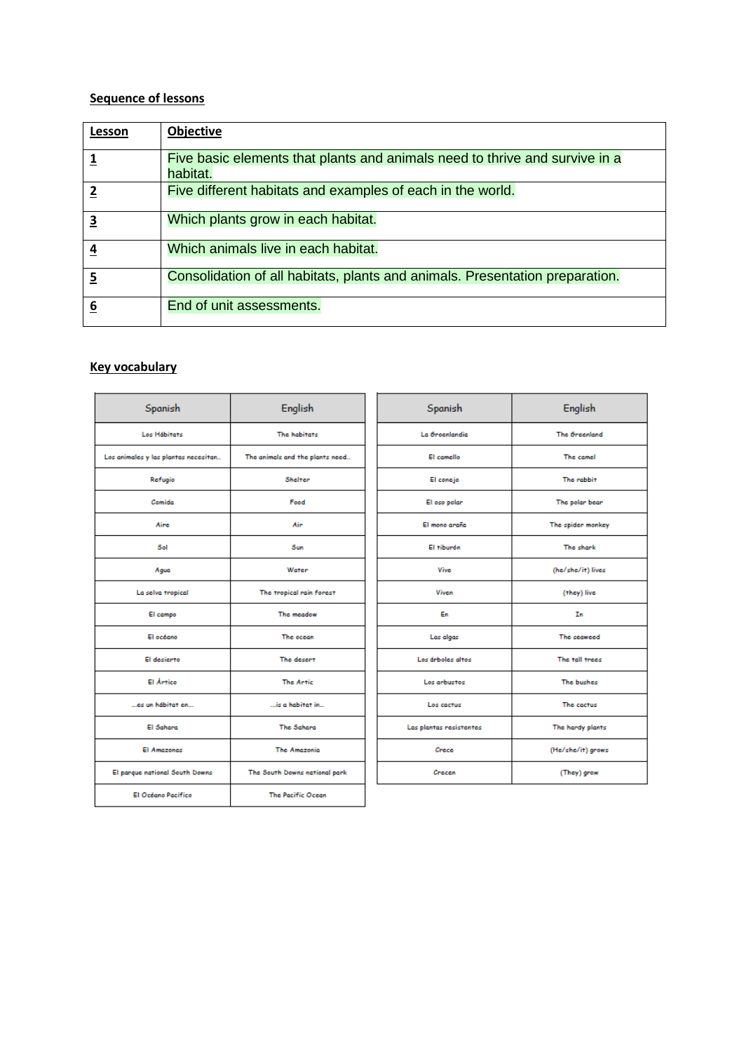**Sequence of lessons**

| **Lesson** | **Objective** |
|---|---|
| **1** | Five basic elements that plants and animals need to thrive and survive in a habitat. |
| **2** | Five different habitats and examples of each in the world. |
| **3** | Which plants grow in each habitat. |
| **4** | Which animals live in each habitat. |
| **5** | Consolidation of all habitats, plants and animals. Presentation preparation. |
| **6** | End of unit assessments. |

**Key vocabulary**

| Spanish | English |
|---|---|
| Los Hábitats | The habitats |
| Los animales y las plantas necesitan.. | The animals and the plants need.. |
| Refugio | Shelter |
| Comida | Food |
| Aire | Air |
| Sol | Sun |
| Agua | Water |
| La selva tropical | The tropical rain forest |
| El campo | The meadow |
| El océano | The ocean |
| El desierto | The desert |
| El Ártico | The Artic |
| …es un hábitat en… | …is a habitat in… |
| El Sahara | The Sahara |
| El Amazonas | The Amazonia |
| El parque national South Downs | The South Downs national park |
| El Océano Pacifico | The Pacific Ocean |

| Spanish | English |
|---|---|
| La Groenlandia | The Greenland |
| El camello | The camel |
| El conejo | The rabbit |
| El oso polar | The polar bear |
| El mono araña | The spider monkey |
| El tiburón | The shark |
| Vive | (he/she/it) lives |
| Viven | (they) live |
| En | In |
| Las algas | The seaweed |
| Los árboles altos | The tall trees |
| Los arbustos | The bushes |
| Los cactus | The cactus |
| Las plantas resistentes | The hardy plants |
| Crece | (He/she/it) grows |
| Crecen | (They) grow |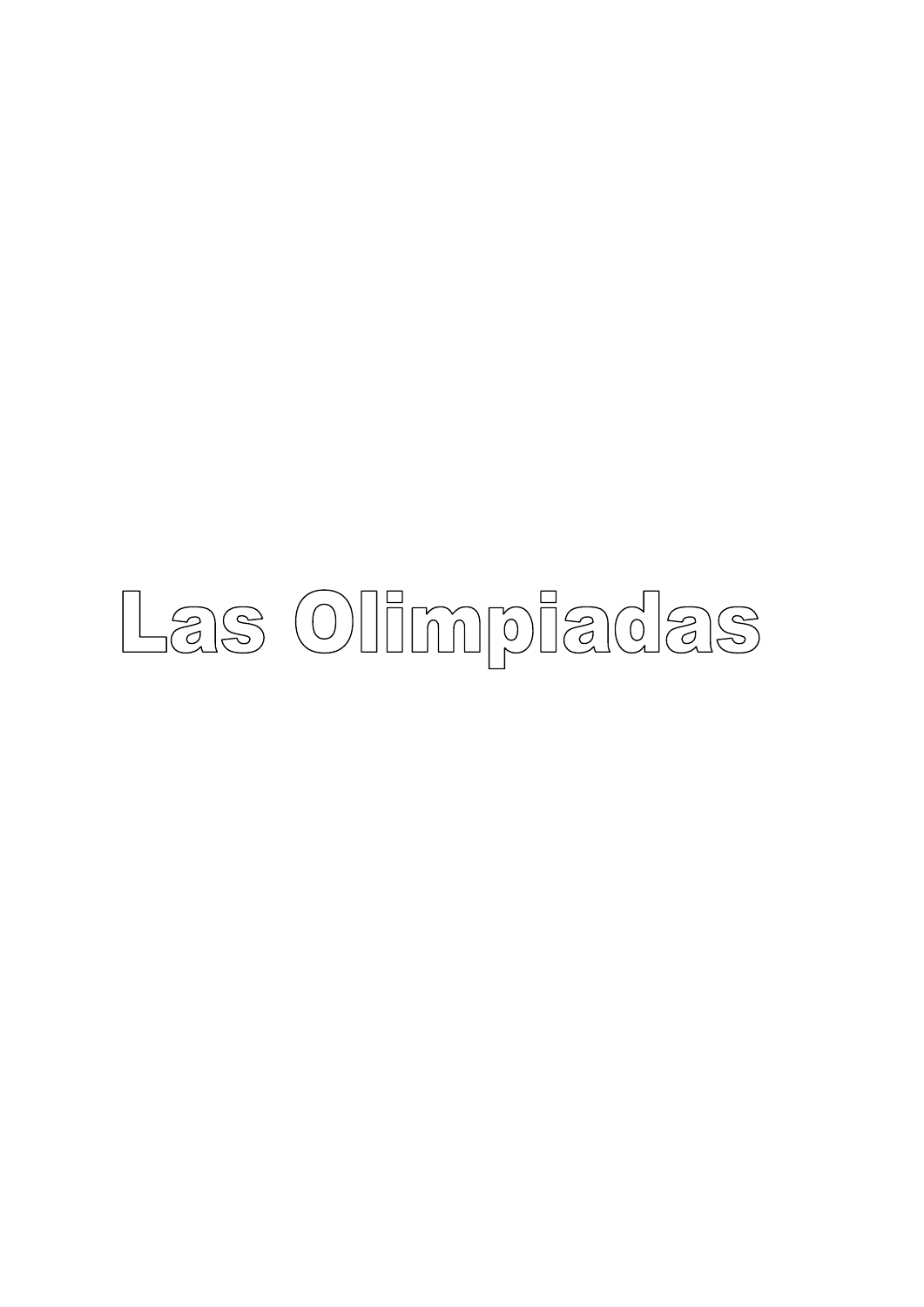# Las Olimpiadas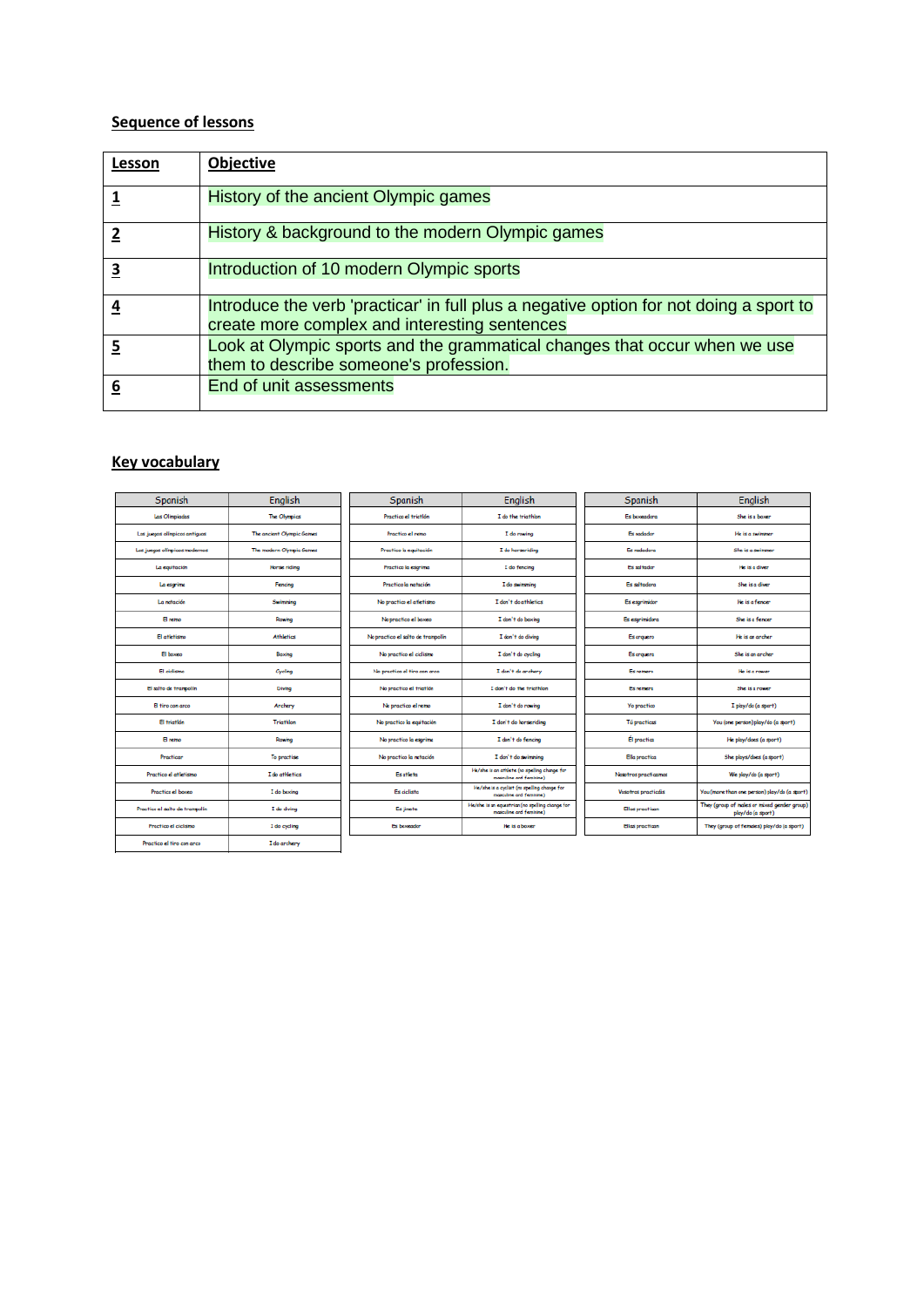**Sequence of lessons**

| Lesson | Objective |
|---|---|
| 1 | History of the ancient Olympic games |
| 2 | History & background to the modern Olympic games |
| 3 | Introduction of 10 modern Olympic sports |
| 4 | Introduce the verb 'practicar' in full plus a negative option for not doing a sport to create more complex and interesting sentences |
| 5 | Look at Olympic sports and the grammatical changes that occur when we use them to describe someone's profession. |
| 6 | End of unit assessments |

**Key vocabulary**

| Spanish | English |
|---|---|
| Las Olimpiadas | The Olympics |
| Los juegos olímpicos antiguos | The ancient Olympic Games |
| Los juegos olímpicos modernos | The modern Olympic Games |
| La equitación | Horse riding |
| La esgrima | Fencing |
| La natación | Swimming |
| El remo | Rowing |
| El atletismo | Athletics |
| El boxeo | Boxing |
| El ciclismo | Cycling |
| El salto de trampolín | Diving |
| El tiro con arco | Archery |
| El triatlón | Triathlon |
| El remo | Rowing |
| Practicar | To practise |
| Practico el atletismo | I do athletics |
| Practico el boxeo | I do boxing |
| Practico el salto de trampolín | I do diving |
| Practico el ciclismo | I do cycling |
| Practico el tiro con arco | I do archery |

| Spanish | English |
|---|---|
| Practico el triatlón | I do the triathlon |
| Practico el remo | I do rowing |
| Practico la equitación | I do horseriding |
| Practico la esgrima | I do fencing |
| Practico la natación | I do swimming |
| No practico el atletismo | I don't do athletics |
| No practico el boxeo | I don't do boxing |
| No practico el salto de trampolín | I don't do diving |
| No practico el ciclismo | I don't do cycling |
| No practico el tiro con arco | I don't do archery |
| No practico el triatlón | I don't do the triathlon |
| No practico el remo | I don't do rowing |
| No practico la equitación | I don't do horseriding |
| No practico la esgrima | I don't do fencing |
| No practico la natación | I don't do swimming |
| Es atleta | He/she is an athlete (no spelling change for masculine and feminine) |
| Es ciclista | He/she is a cyclist (no spelling change for masculine and feminine) |
| Es jinete | He/she is an equestrian (no spelling change for masculine and feminine) |
| Es boxeador | He is a boxer |

| Spanish | English |
|---|---|
| Es boxeadora | She is a boxer |
| Es nadador | He is a swimmer |
| Es nadadora | She is a swimmer |
| Es saltador | He is a diver |
| Es saltadora | She is a diver |
| Es esgrimidor | He is a fencer |
| Es esgrimidora | She is a fencer |
| Es arquero | He is an archer |
| Es arquera | She is an archer |
| Es remero | He is a rower |
| Es remera | She is a rower |
| Yo practico | I play/do (a sport) |
| Tú practicas | You (one person) play/do (a sport) |
| Él practica | He play/does (a sport) |
| Ella practica | She plays/does (a sport) |
| Nosotros practicamos | We play/do (a sport) |
| Vosotros practicáis | You (more than one person) play/do (a sport) |
| Ellos practican | They (group of males or mixed gender group) play/do (a sport) |
| Ellas practican | They (group of females) play/do (a sport) |